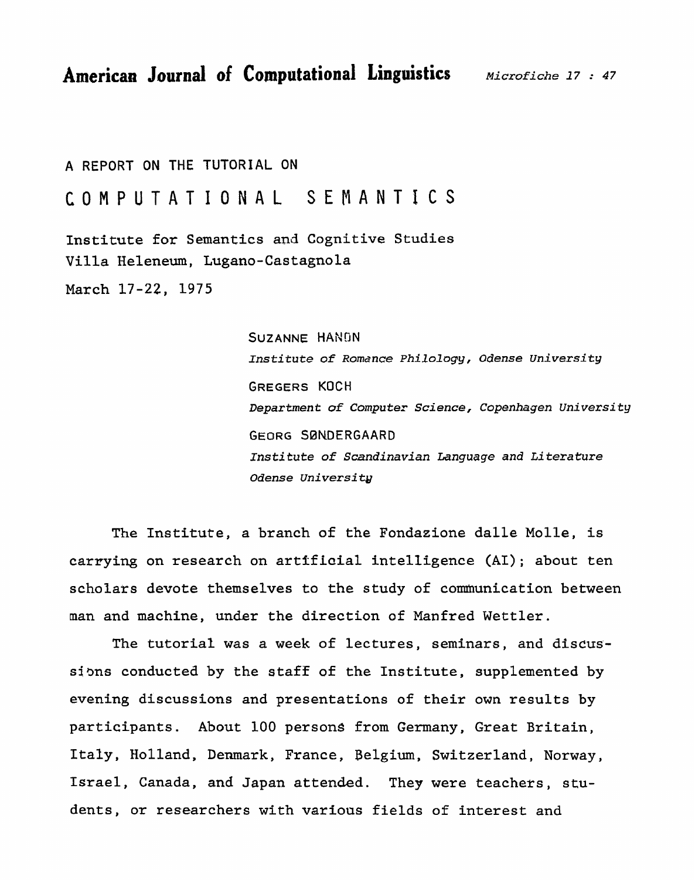**American Journal of Computational Linguistics** *Microfiche 17 : 47*

A REPORT ON THE TUTORIAL ON

# COMPUTATIONAL SEMANTICS

Institute for Semantics and Cognitive Studies
Villa Heleneum, Lugano-Castagnola

March 17-22, 1975

SUZANNE HANON
*Institute of Romance Philology, Odense University*

GREGERS KOCH
*Department of Computer Science, Copenhagen University*

GEORG SØNDERGAARD
*Institute of Scandinavian Language and Literature Odense University*

The Institute, a branch of the Fondazione dalle Molle, is carrying on research on artificial intelligence (AI); about ten scholars devote themselves to the study of communication between man and machine, under the direction of Manfred Wettler.

The tutorial was a week of lectures, seminars, and discussions conducted by the staff of the Institute, supplemented by evening discussions and presentations of their own results by participants. About 100 persons from Germany, Great Britain, Italy, Holland, Denmark, France, Belgium, Switzerland, Norway, Israel, Canada, and Japan attended. They were teachers, students, or researchers with various fields of interest and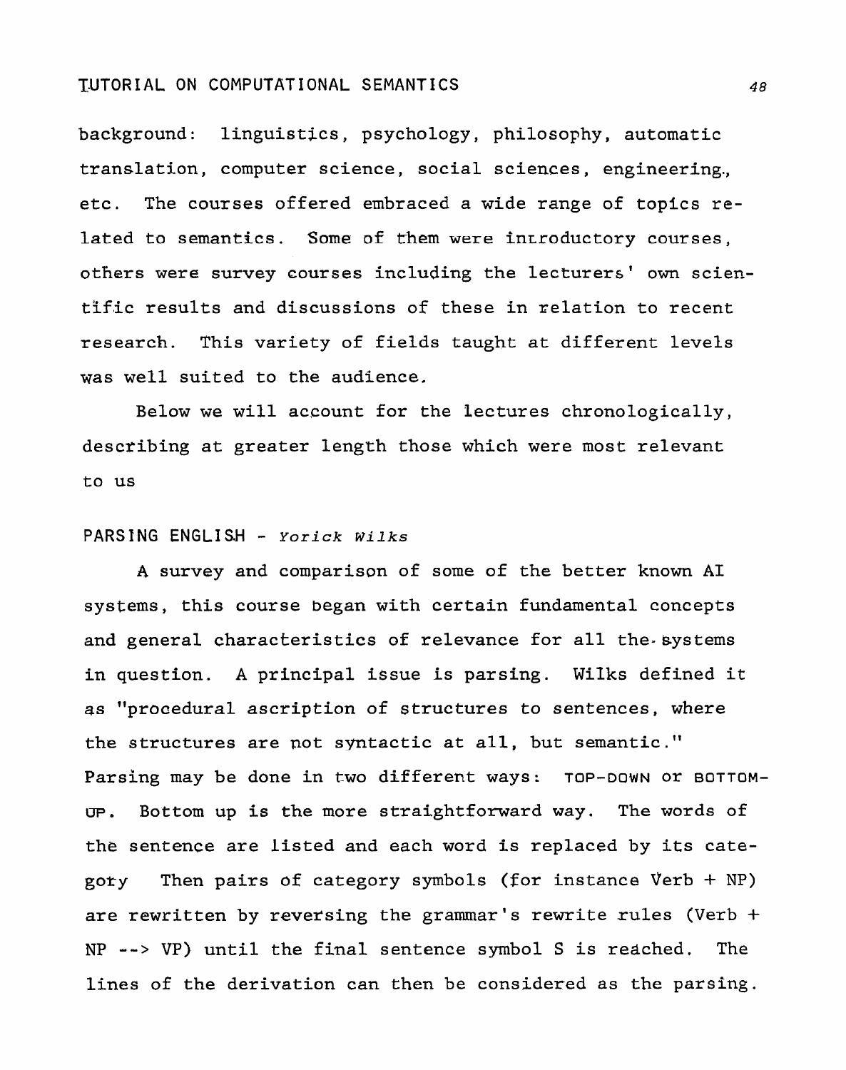background: linguistics, psychology, philosophy, automatic translation, computer science, social sciences, engineering, etc. The courses offered embraced a wide range of topics related to semantics. Some of them were introductory courses, others were survey courses including the lecturers' own scientific results and discussions of these in relation to recent research. This variety of fields taught at different levels was well suited to the audience.

Below we will account for the lectures chronologically, describing at greater length those which were most relevant to us

## PARSING ENGLISH - *Yorick Wilks*

A survey and comparison of some of the better known AI systems, this course began with certain fundamental concepts and general characteristics of relevance for all the systems in question. A principal issue is parsing. Wilks defined it as "procedural ascription of structures to sentences, where the structures are not syntactic at all, but semantic." Parsing may be done in two different ways: TOP-DOWN or BOTTOM-UP. Bottom up is the more straightforward way. The words of the sentence are listed and each word is replaced by its category Then pairs of category symbols (for instance Verb + NP) are rewritten by reversing the grammar's rewrite rules (Verb + NP --> VP) until the final sentence symbol S is reached. The lines of the derivation can then be considered as the parsing.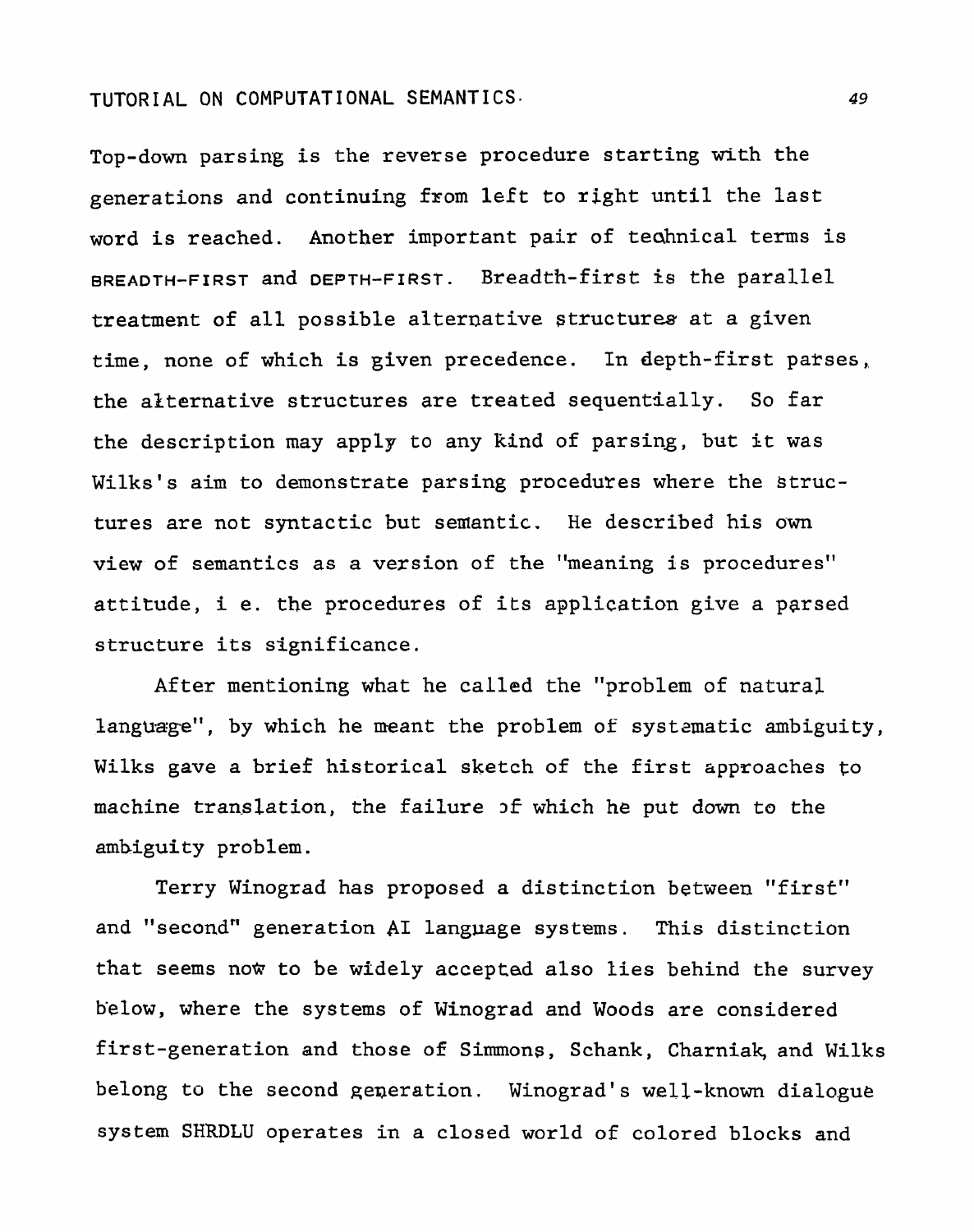Top-down parsing is the reverse procedure starting with the generations and continuing from left to right until the last word is reached. Another important pair of technical terms is BREADTH-FIRST and DEPTH-FIRST. Breadth-first is the parallel treatment of all possible alternative structures at a given time, none of which is given precedence. In depth-first parses, the alternative structures are treated sequentially. So far the description may apply to any kind of parsing, but it was Wilks's aim to demonstrate parsing procedures where the structures are not syntactic but semantic. He described his own view of semantics as a version of the "meaning is procedures" attitude, i e. the procedures of its application give a parsed structure its significance.

After mentioning what he called the "problem of natural language", by which he meant the problem of systematic ambiguity, Wilks gave a brief historical sketch of the first approaches to machine translation, the failure of which he put down to the ambiguity problem.

Terry Winograd has proposed a distinction between "first" and "second" generation AI language systems. This distinction that seems now to be widely accepted also lies behind the survey below, where the systems of Winograd and Woods are considered first-generation and those of Simmons, Schank, Charniak, and Wilks belong to the second generation. Winograd's well-known dialogue system SHRDLU operates in a closed world of colored blocks and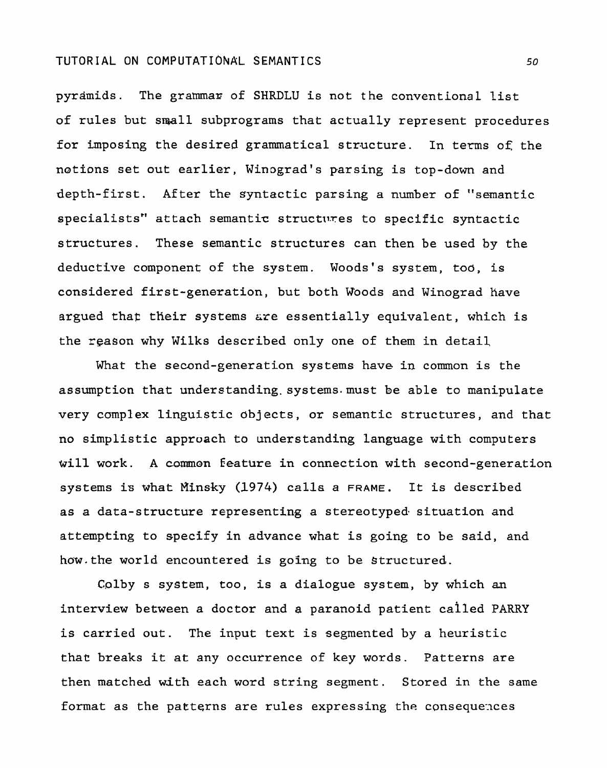pyramids. The grammar of SHRDLU is not the conventional list of rules but small subprograms that actually represent procedures for imposing the desired grammatical structure. In terms of the notions set out earlier, Winograd's parsing is top-down and depth-first. After the syntactic parsing a number of "semantic specialists" attach semantic structures to specific syntactic structures. These semantic structures can then be used by the deductive component of the system. Woods's system, too, is considered first-generation, but both Woods and Winograd have argued that their systems are essentially equivalent, which is the reason why Wilks described only one of them in detail

What the second-generation systems have in common is the assumption that understanding systems must be able to manipulate very complex linguistic objects, or semantic structures, and that no simplistic approach to understanding language with computers will work. A common feature in connection with second-generation systems is what Minsky (1974) calls a FRAME. It is described as a data-structure representing a stereotyped situation and attempting to specify in advance what is going to be said, and how the world encountered is going to be structured.

Colby s system, too, is a dialogue system, by which an interview between a doctor and a paranoid patient called PARRY is carried out. The input text is segmented by a heuristic that breaks it at any occurrence of key words. Patterns are then matched with each word string segment. Stored in the same format as the patterns are rules expressing the consequences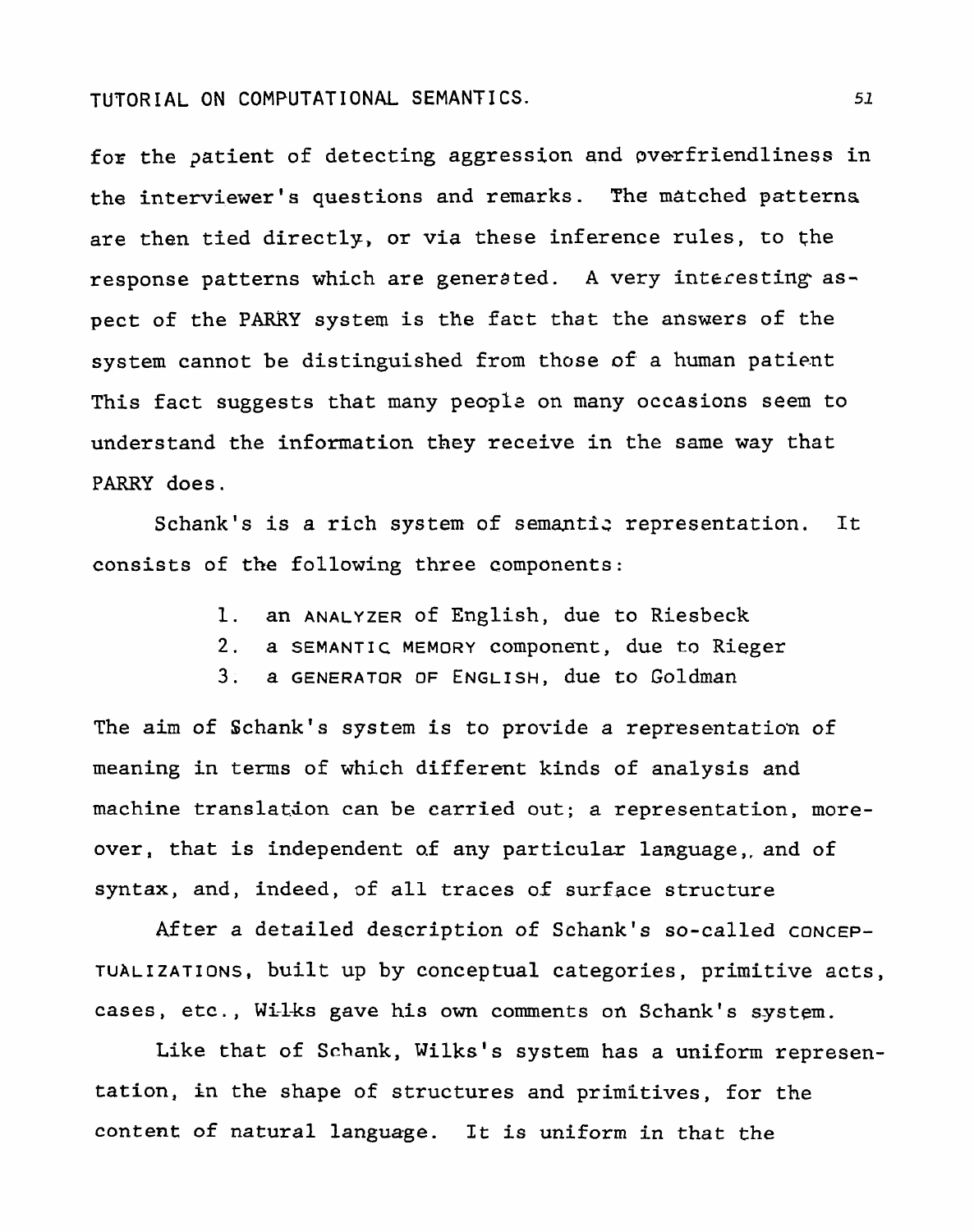for the patient of detecting aggression and overfriendliness in the interviewer's questions and remarks. The matched patterns are then tied directly, or via these inference rules, to the response patterns which are generated. A very interesting aspect of the PARRY system is the fact that the answers of the system cannot be distinguished from those of a human patient This fact suggests that many people on many occasions seem to understand the information they receive in the same way that PARRY does.

Schank's is a rich system of semantic representation. It consists of the following three components:

1. an ANALYZER of English, due to Riesbeck
2. a SEMANTIC MEMORY component, due to Rieger
3. a GENERATOR OF ENGLISH, due to Goldman

The aim of Schank's system is to provide a representation of meaning in terms of which different kinds of analysis and machine translation can be carried out; a representation, moreover, that is independent of any particular language, and of syntax, and, indeed, of all traces of surface structure

After a detailed description of Schank's so-called CONCEPTUALIZATIONS, built up by conceptual categories, primitive acts, cases, etc., Wilks gave his own comments on Schank's system.

Like that of Schank, Wilks's system has a uniform representation, in the shape of structures and primitives, for the content of natural language. It is uniform in that the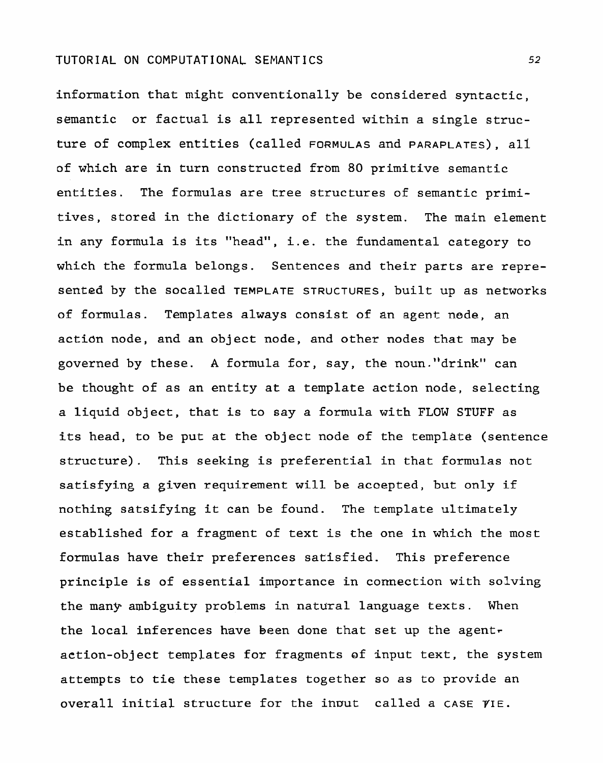information that might conventionally be considered syntactic, semantic or factual is all represented within a single structure of complex entities (called FORMULAS and PARAPLATES), all of which are in turn constructed from 80 primitive semantic entities. The formulas are tree structures of semantic primitives, stored in the dictionary of the system. The main element in any formula is its "head", i.e. the fundamental category to which the formula belongs. Sentences and their parts are represented by the socalled TEMPLATE STRUCTURES, built up as networks of formulas. Templates always consist of an agent node, an action node, and an object node, and other nodes that may be governed by these. A formula for, say, the noun."drink" can be thought of as an entity at a template action node, selecting a liquid object, that is to say a formula with FLOW STUFF as its head, to be put at the object node of the template (sentence structure). This seeking is preferential in that formulas not satisfying a given requirement will be accepted, but only if nothing satsifying it can be found. The template ultimately established for a fragment of text is the one in which the most formulas have their preferences satisfied. This preference principle is of essential importance in connection with solving the many ambiguity problems in natural language texts. When the local inferences have been done that set up the agent-action-object templates for fragments of input text, the system attempts to tie these templates together so as to provide an overall initial structure for the inout called a CASE TIE.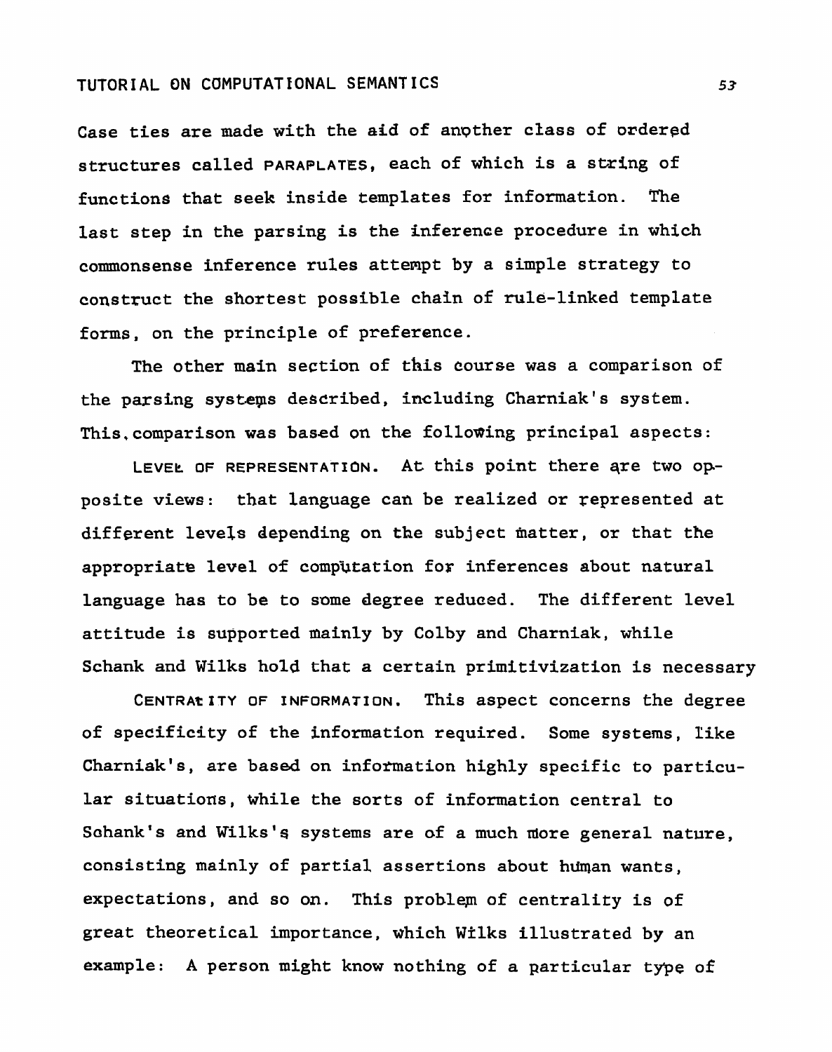Case ties are made with the aid of another class of ordered structures called PARAPLATES, each of which is a string of functions that seek inside templates for information. The last step in the parsing is the inference procedure in which commonsense inference rules attempt by a simple strategy to construct the shortest possible chain of rule-linked template forms, on the principle of preference.

The other main section of this course was a comparison of the parsing systems described, including Charniak's system. This comparison was based on the following principal aspects:

LEVEL OF REPRESENTATION. At this point there are two opposite views: that language can be realized or represented at different levels depending on the subject matter, or that the appropriate level of computation for inferences about natural language has to be to some degree reduced. The different level attitude is supported mainly by Colby and Charniak, while Schank and Wilks hold that a certain primitivization is necessary

CENTRALITY OF INFORMATION. This aspect concerns the degree of specificity of the information required. Some systems, like Charniak's, are based on information highly specific to particular situations, while the sorts of information central to Schank's and Wilks's systems are of a much more general nature, consisting mainly of partial assertions about human wants, expectations, and so on. This problem of centrality is of great theoretical importance, which Wilks illustrated by an example: A person might know nothing of a particular type of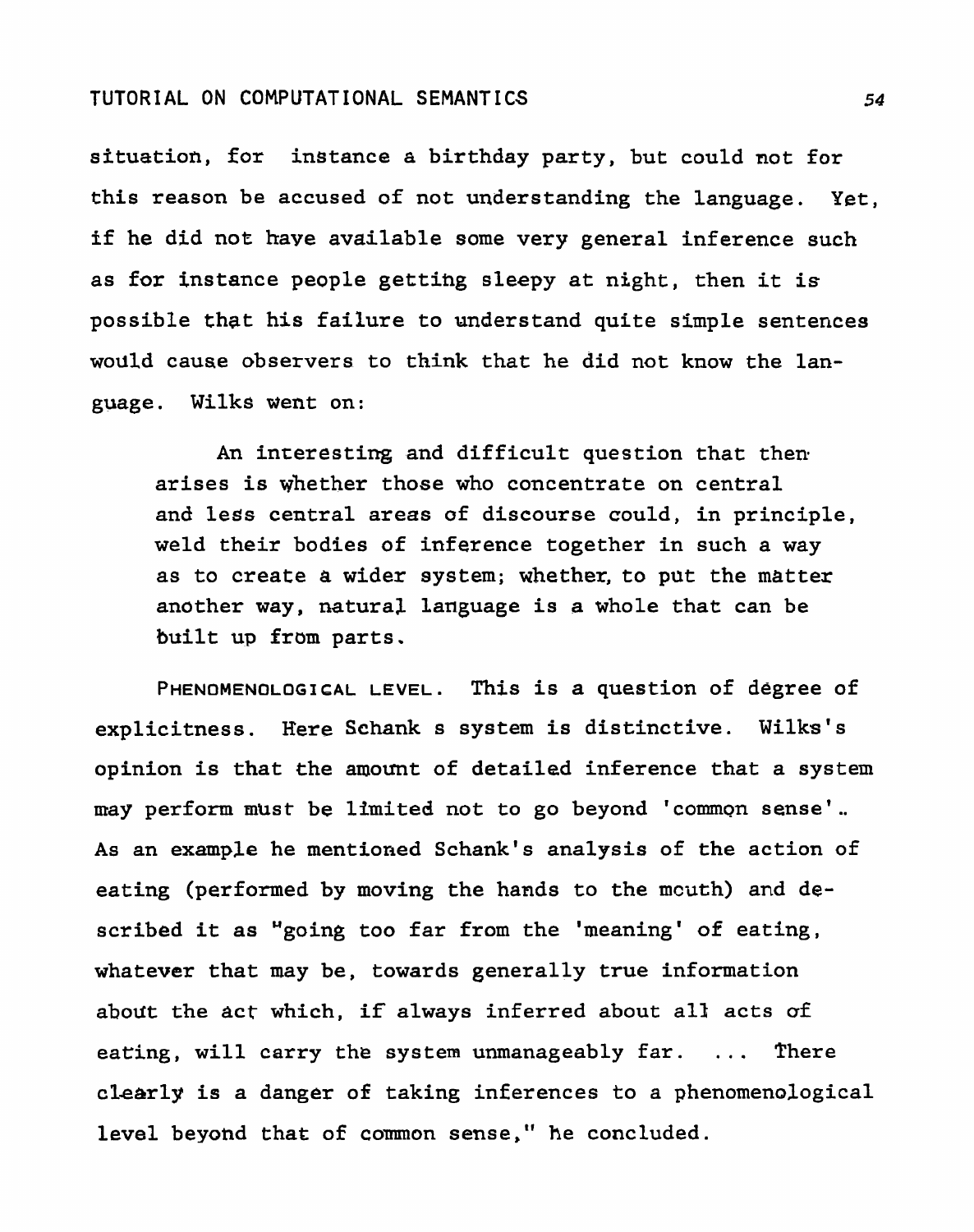situation, for instance a birthday party, but could not for this reason be accused of not understanding the language. Yet, if he did not have available some very general inference such as for instance people getting sleepy at night, then it is possible that his failure to understand quite simple sentences would cause observers to think that he did not know the language. Wilks went on:

> An interesting and difficult question that then arises is whether those who concentrate on central and less central areas of discourse could, in principle, weld their bodies of inference together in such a way as to create a wider system; whether, to put the matter another way, natural language is a whole that can be built up from parts.

PHENOMENOLOGICAL LEVEL. This is a question of degree of explicitness. Here Schank s system is distinctive. Wilks's opinion is that the amount of detailed inference that a system may perform must be limited not to go beyond 'common sense'. As an example he mentioned Schank's analysis of the action of eating (performed by moving the hands to the mouth) and described it as "going too far from the 'meaning' of eating, whatever that may be, towards generally true information about the act which, if always inferred about all acts of eating, will carry the system unmanageably far. ... There clearly is a danger of taking inferences to a phenomenological level beyond that of common sense," he concluded.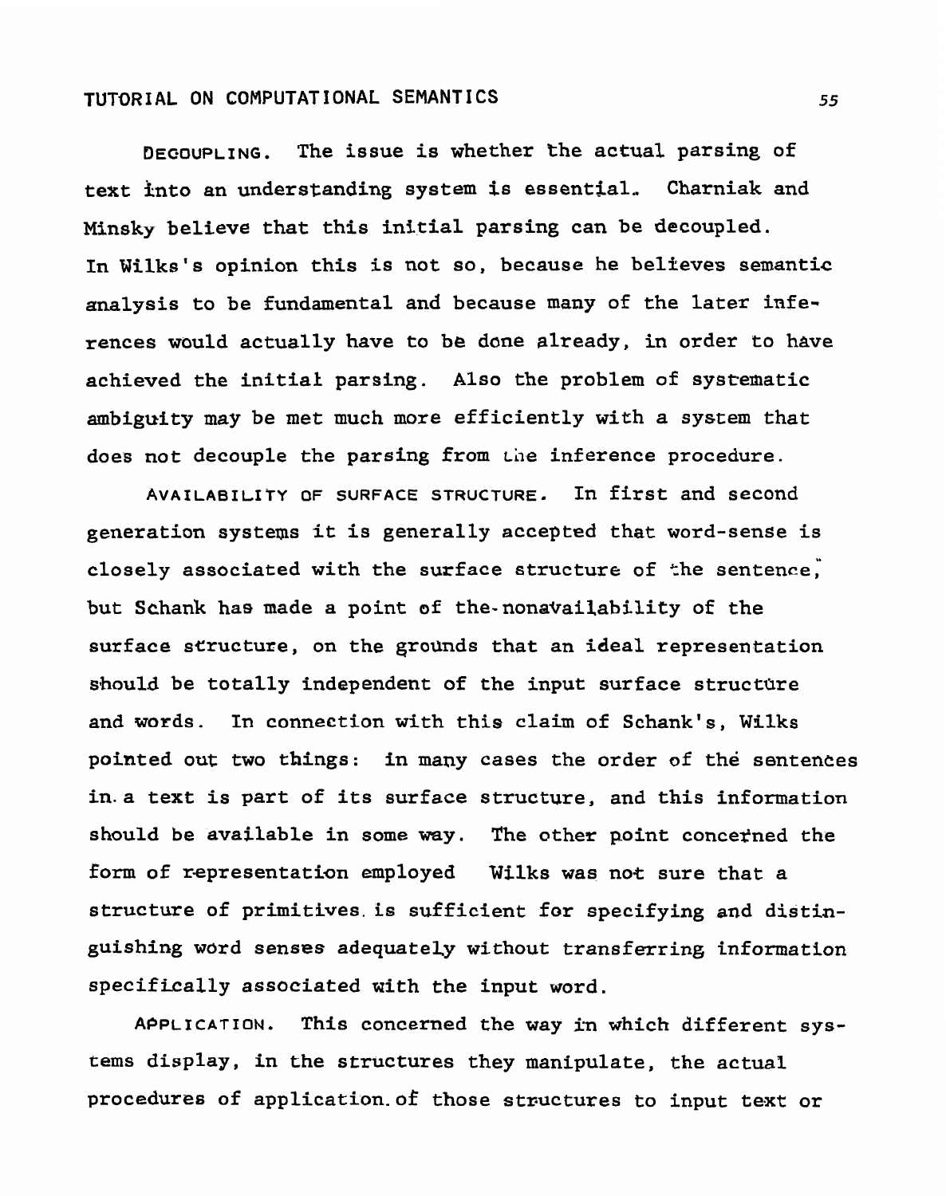DECOUPLING. The issue is whether the actual parsing of text into an understanding system is essential. Charniak and Minsky believe that this initial parsing can be decoupled. In Wilks's opinion this is not so, because he believes semantic analysis to be fundamental and because many of the later inferences would actually have to be done already, in order to have achieved the initial parsing. Also the problem of systematic ambiguity may be met much more efficiently with a system that does not decouple the parsing from the inference procedure.

AVAILABILITY OF SURFACE STRUCTURE. In first and second generation systems it is generally accepted that word-sense is closely associated with the surface structure of the sentence, but Schank has made a point of the nonavailability of the surface structure, on the grounds that an ideal representation should be totally independent of the input surface structure and words. In connection with this claim of Schank's, Wilks pointed out two things: in many cases the order of the sentences in a text is part of its surface structure, and this information should be available in some way. The other point concerned the form of representation employed Wilks was not sure that a structure of primitives is sufficient for specifying and distinguishing word senses adequately without transferring information specifically associated with the input word.

APPLICATION. This concerned the way in which different systems display, in the structures they manipulate, the actual procedures of application of those structures to input text or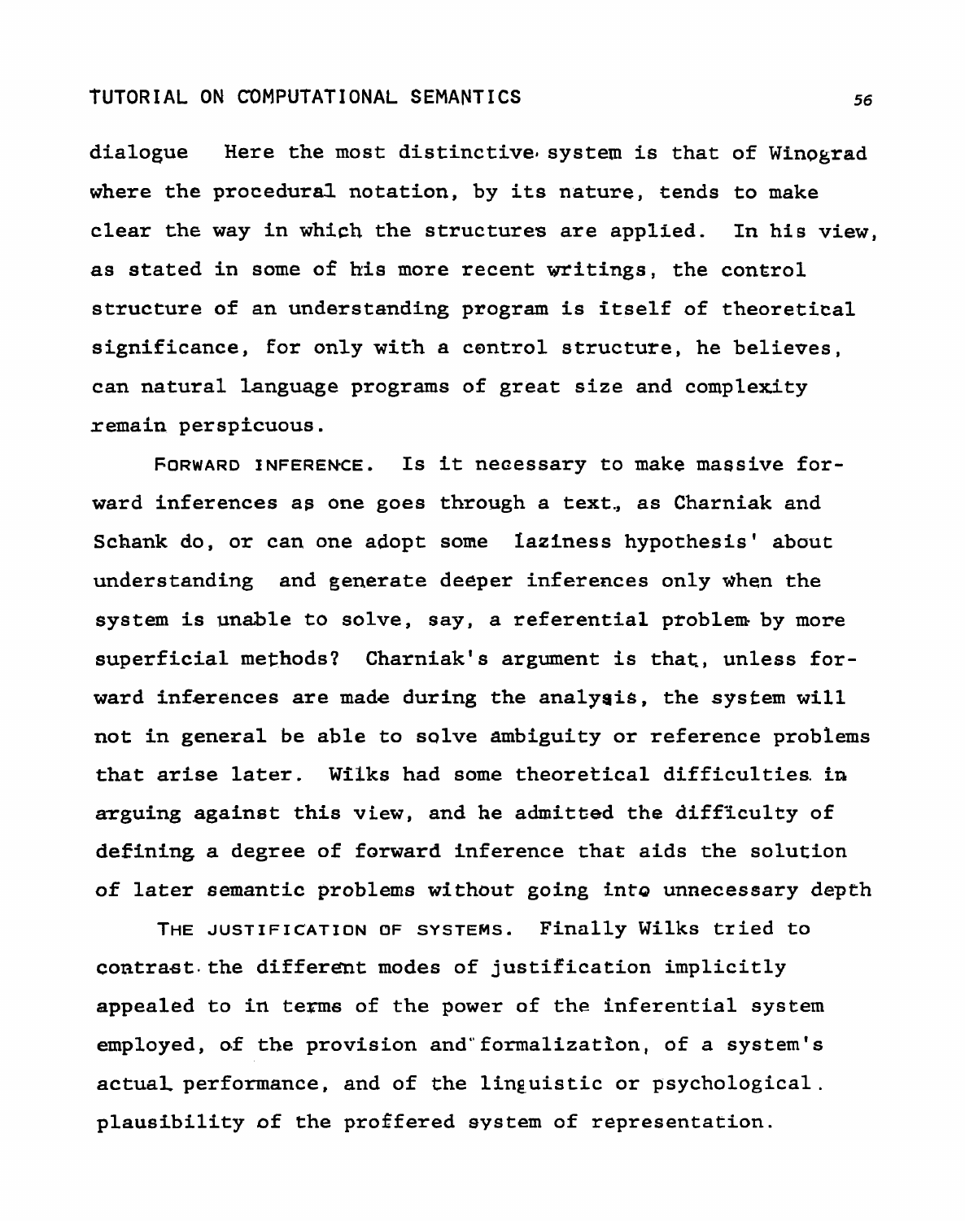dialogue Here the most distinctive system is that of Winograd where the procedural notation, by its nature, tends to make clear the way in which the structures are applied. In his view, as stated in some of his more recent writings, the control structure of an understanding program is itself of theoretical significance, for only with a control structure, he believes, can natural language programs of great size and complexity remain perspicuous.

FORWARD INFERENCE. Is it necessary to make massive forward inferences as one goes through a text, as Charniak and Schank do, or can one adopt some laziness hypothesis' about understanding and generate deeper inferences only when the system is unable to solve, say, a referential problem by more superficial methods? Charniak's argument is that, unless forward inferences are made during the analysis, the system will not in general be able to solve ambiguity or reference problems that arise later. Wilks had some theoretical difficulties in arguing against this view, and he admitted the difficulty of defining a degree of forward inference that aids the solution of later semantic problems without going into unnecessary depth

THE JUSTIFICATION OF SYSTEMS. Finally Wilks tried to contrast the different modes of justification implicitly appealed to in terms of the power of the inferential system employed, of the provision and formalization, of a system's actual performance, and of the linguistic or psychological plausibility of the proffered system of representation.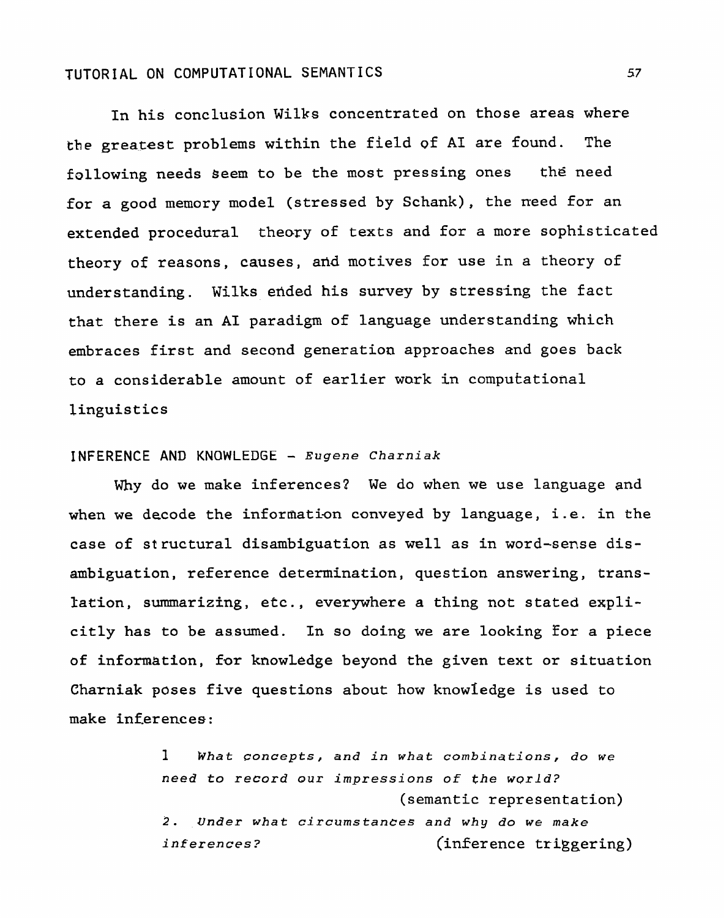In his conclusion Wilks concentrated on those areas where the greatest problems within the field of AI are found. The following needs seem to be the most pressing ones the need for a good memory model (stressed by Schank), the need for an extended procedural theory of texts and for a more sophisticated theory of reasons, causes, and motives for use in a theory of understanding. Wilks ended his survey by stressing the fact that there is an AI paradigm of language understanding which embraces first and second generation approaches and goes back to a considerable amount of earlier work in computational linguistics

## INFERENCE AND KNOWLEDGE - *Eugene Charniak*

Why do we make inferences? We do when we use language and when we decode the information conveyed by language, i.e. in the case of structural disambiguation as well as in word-sense disambiguation, reference determination, question answering, translation, summarizing, etc., everywhere a thing not stated explicitly has to be assumed. In so doing we are looking for a piece of information, for knowledge beyond the given text or situation Charniak poses five questions about how knowledge is used to make inferences:

1 *What concepts, and in what combinations, do we need to record our impressions of the world?* (semantic representation)

2. *Under what circumstances and why do we make inferences?* (inference triggering)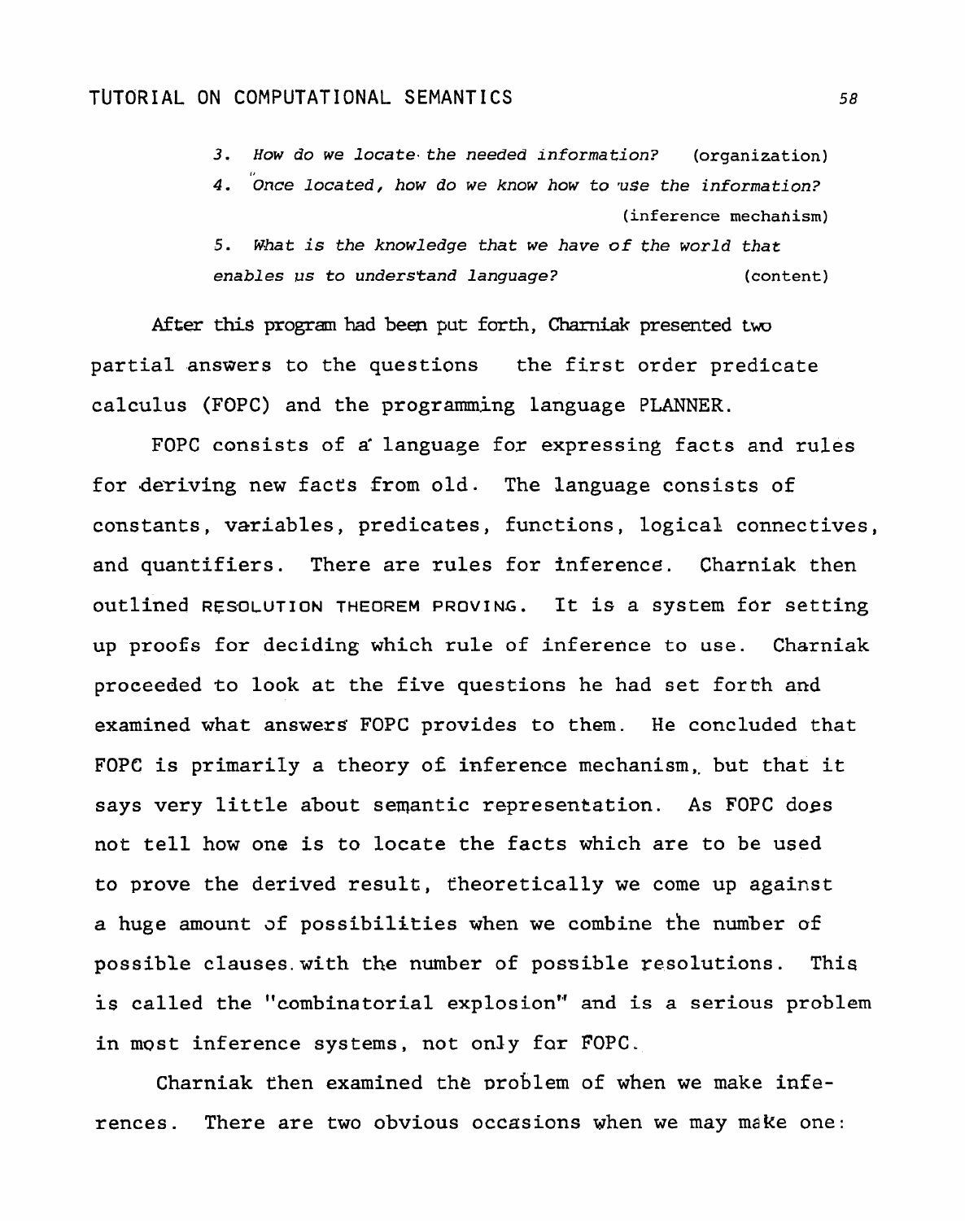3. *How do we locate the needed information?* (organization)

4. *Once located, how do we know how to use the information?* (inference mechanism)

5. *What is the knowledge that we have of the world that enables us to understand language?* (content)

After this program had been put forth, Charniak presented two partial answers to the questions the first order predicate calculus (FOPC) and the programming language PLANNER.

FOPC consists of a language for expressing facts and rules for deriving new facts from old. The language consists of constants, variables, predicates, functions, logical connectives, and quantifiers. There are rules for inference. Charniak then outlined RESOLUTION THEOREM PROVING. It is a system for setting up proofs for deciding which rule of inference to use. Charniak proceeded to look at the five questions he had set forth and examined what answers FOPC provides to them. He concluded that FOPC is primarily a theory of inference mechanism, but that it says very little about semantic representation. As FOPC does not tell how one is to locate the facts which are to be used to prove the derived result, theoretically we come up against a huge amount of possibilities when we combine the number of possible clauses with the number of possible resolutions. This is called the "combinatorial explosion" and is a serious problem in most inference systems, not only for FOPC.

Charniak then examined the problem of when we make inferences. There are two obvious occasions when we may make one: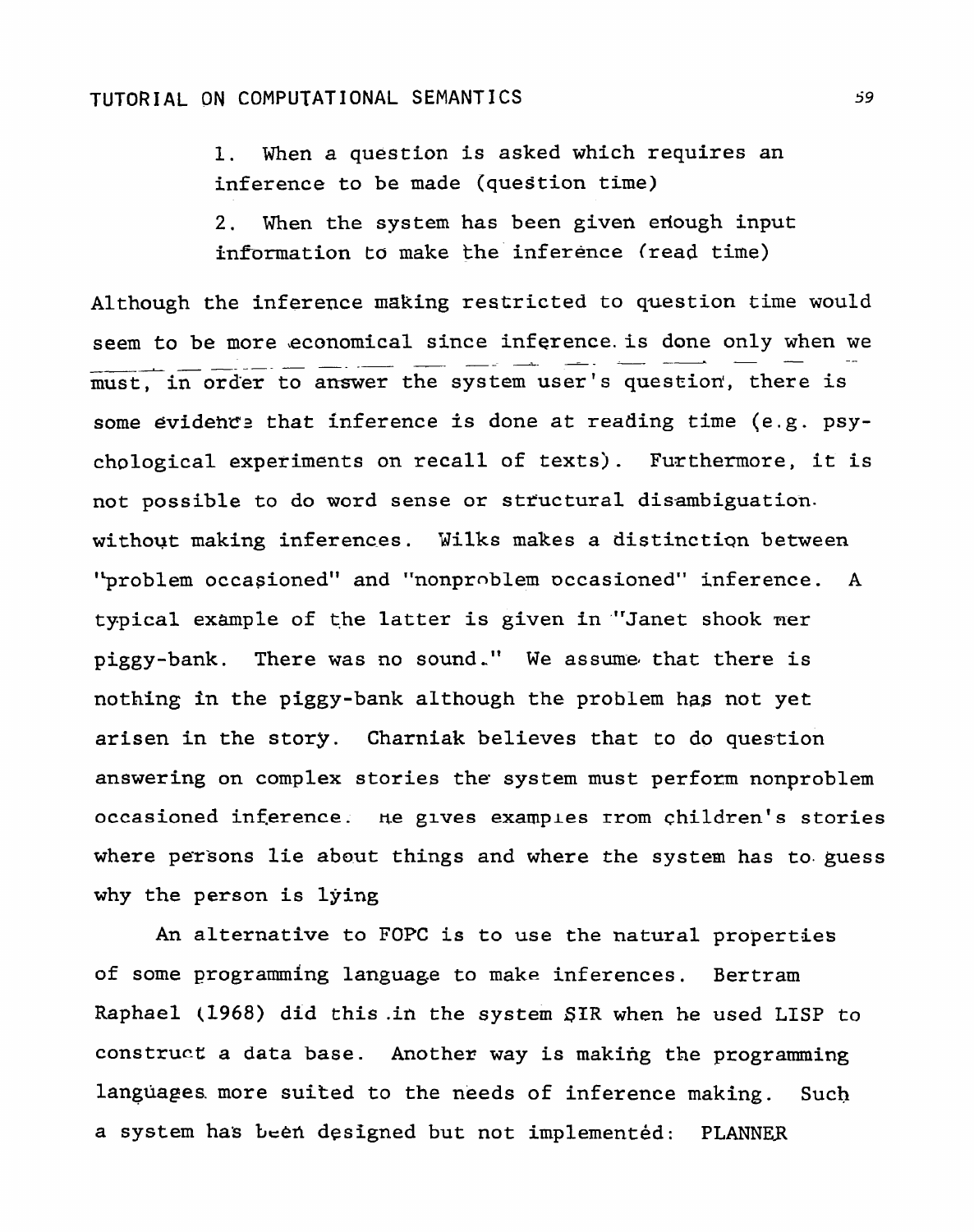1. When a question is asked which requires an inference to be made (question time)

2. When the system has been given enough input information to make the inference (read time)

Although the inference making restricted to question time would seem to be more economical since inference is done only when we must, in order to answer the system user's question, there is some evidence that inference is done at reading time (e.g. psychological experiments on recall of texts). Furthermore, it is not possible to do word sense or structural disambiguation without making inferences. Wilks makes a distinction between "problem occasioned" and "nonproblem occasioned" inference. A typical example of the latter is given in "Janet shook her piggy-bank. There was no sound." We assume that there is nothing in the piggy-bank although the problem has not yet arisen in the story. Charniak believes that to do question answering on complex stories the system must perform nonproblem occasioned inference. He gives examples from children's stories where persons lie about things and where the system has to guess why the person is lying

An alternative to FOPC is to use the natural properties of some programming language to make inferences. Bertram Raphael (1968) did this in the system SIR when he used LISP to construct a data base. Another way is making the programming languages more suited to the needs of inference making. Such a system has been designed but not implemented: PLANNER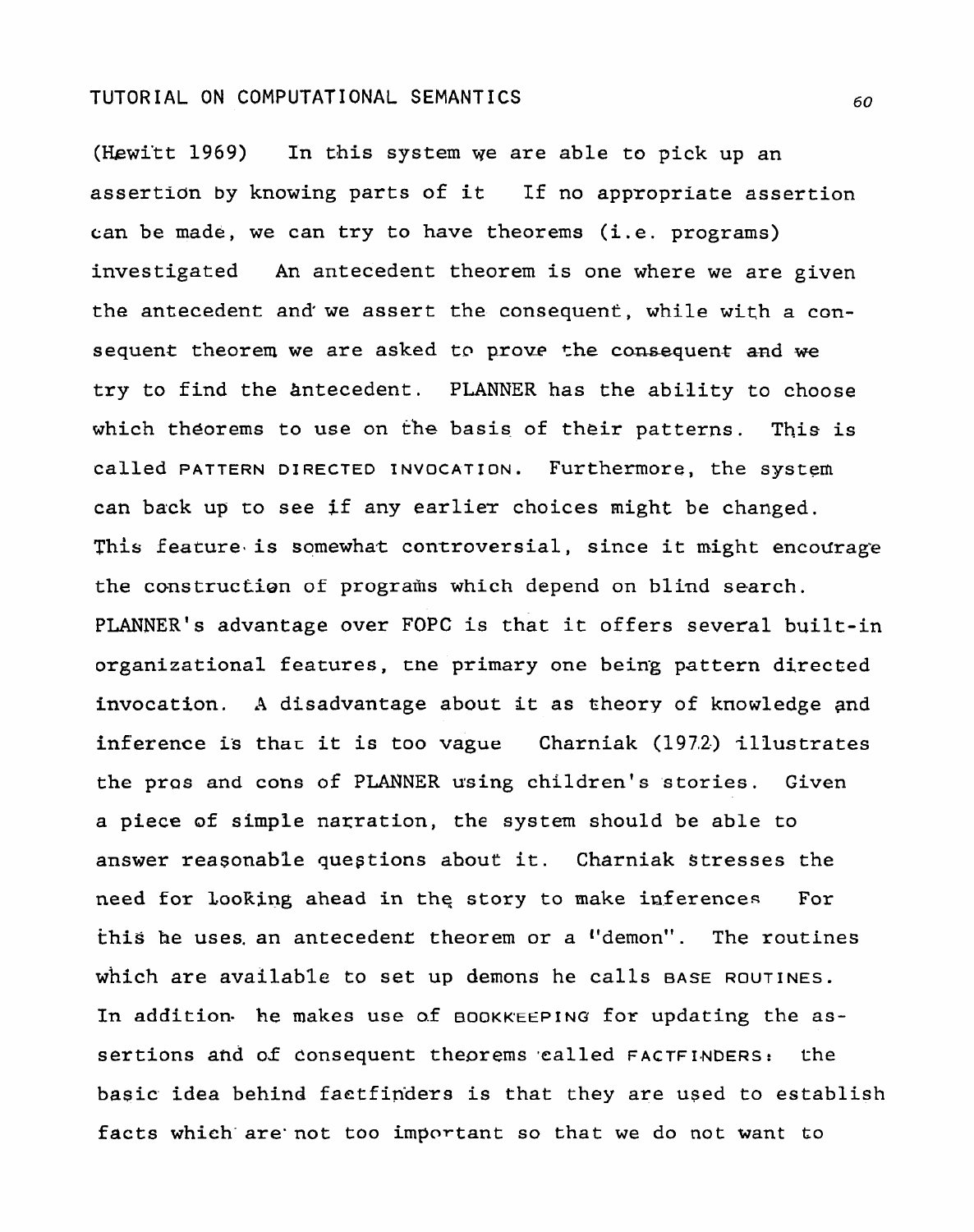(Hewitt 1969) In this system we are able to pick up an assertion by knowing parts of it If no appropriate assertion can be made, we can try to have theorems (i.e. programs) investigated An antecedent theorem is one where we are given the antecedent and we assert the consequent, while with a consequent theorem we are asked to prove the consequent and we try to find the antecedent. PLANNER has the ability to choose which theorems to use on the basis of their patterns. This is called PATTERN DIRECTED INVOCATION. Furthermore, the system can back up to see if any earlier choices might be changed. This feature is somewhat controversial, since it might encourage the construction of programs which depend on blind search. PLANNER's advantage over FOPC is that it offers several built-in organizational features, the primary one being pattern directed invocation. A disadvantage about it as theory of knowledge and inference is that it is too vague Charniak (1972) illustrates the pros and cons of PLANNER using children's stories. Given a piece of simple narration, the system should be able to answer reasonable questions about it. Charniak stresses the need for looking ahead in the story to make inferences For this he uses an antecedent theorem or a "demon". The routines which are available to set up demons he calls BASE ROUTINES. In addition he makes use of BOOKKEEPING for updating the assertions and of consequent theorems called FACTFINDERS: the basic idea behind factfinders is that they are used to establish facts which are not too important so that we do not want to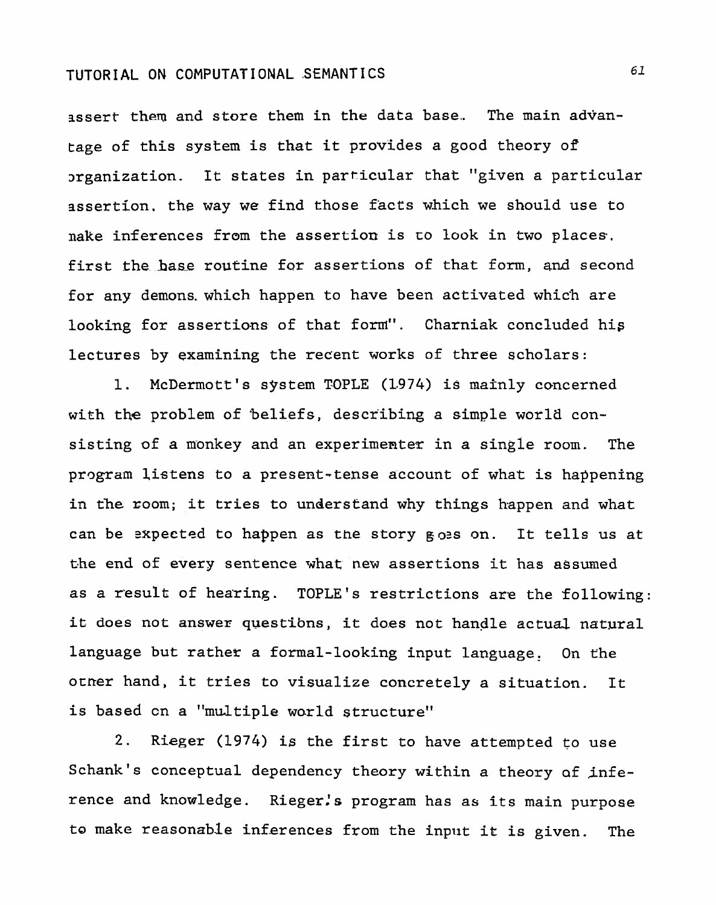assert them and store them in the data base. The main advantage of this system is that it provides a good theory of organization. It states in particular that "given a particular assertion, the way we find those facts which we should use to make inferences from the assertion is to look in two places, first the base routine for assertions of that form, and second for any demons which happen to have been activated which are looking for assertions of that form". Charniak concluded his lectures by examining the recent works of three scholars:

1. McDermott's system TOPLE (1974) is mainly concerned with the problem of beliefs, describing a simple world consisting of a monkey and an experimenter in a single room. The program listens to a present-tense account of what is happening in the room; it tries to understand why things happen and what can be expected to happen as the story goes on. It tells us at the end of every sentence what new assertions it has assumed as a result of hearing. TOPLE's restrictions are the following: it does not answer questions, it does not handle actual natural language but rather a formal-looking input language. On the other hand, it tries to visualize concretely a situation. It is based on a "multiple world structure"

2. Rieger (1974) is the first to have attempted to use Schank's conceptual dependency theory within a theory of inference and knowledge. Rieger's program has as its main purpose to make reasonable inferences from the input it is given. The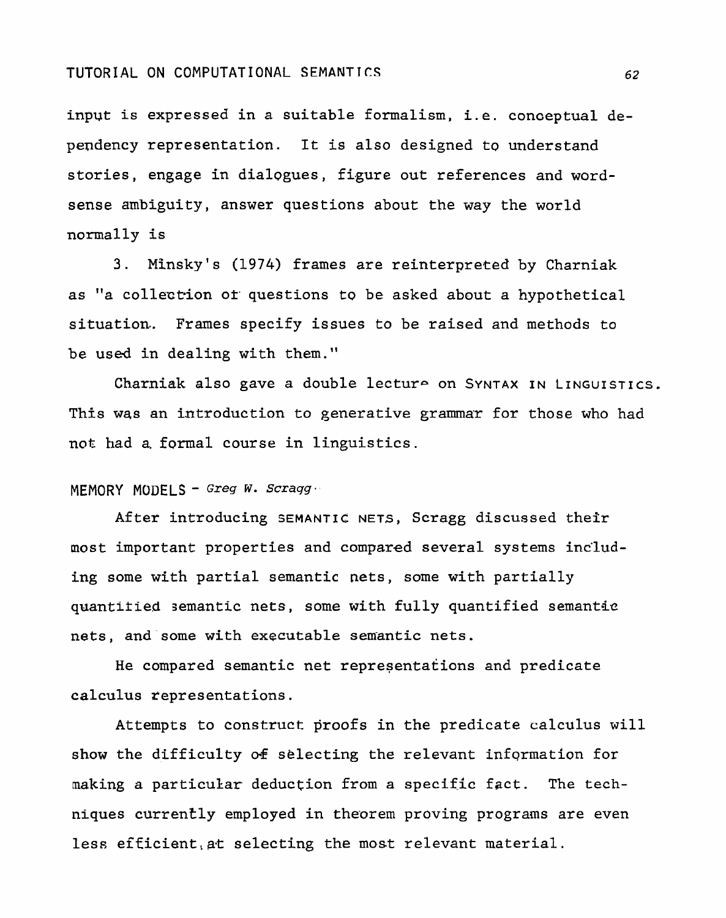input is expressed in a suitable formalism, i.e. conceptual dependency representation. It is also designed to understand stories, engage in dialogues, figure out references and word-sense ambiguity, answer questions about the way the world normally is

3. Minsky's (1974) frames are reinterpreted by Charniak as "a collection of questions to be asked about a hypothetical situation. Frames specify issues to be raised and methods to be used in dealing with them."

Charniak also gave a double lecture on SYNTAX IN LINGUISTICS. This was an introduction to generative grammar for those who had not had a formal course in linguistics.

## MEMORY MODELS - *Greg W. Scragg*

After introducing SEMANTIC NETS, Scragg discussed their most important properties and compared several systems including some with partial semantic nets, some with partially quantified semantic nets, some with fully quantified semantic nets, and some with executable semantic nets.

He compared semantic net representations and predicate calculus representations.

Attempts to construct proofs in the predicate calculus will show the difficulty of selecting the relevant information for making a particular deduction from a specific fact. The techniques currently employed in theorem proving programs are even less efficient at selecting the most relevant material.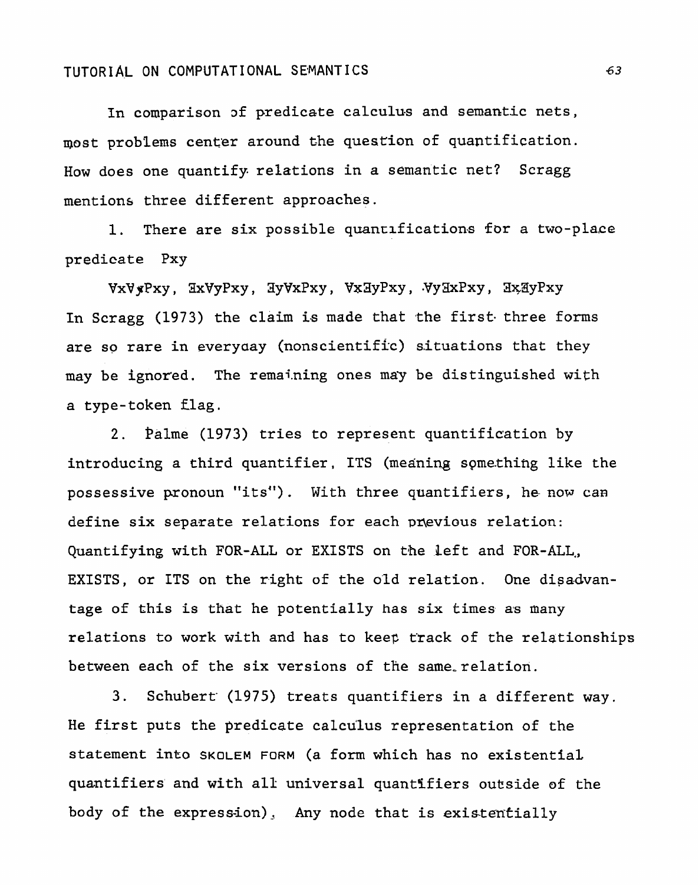In comparison of predicate calculus and semantic nets, most problems center around the question of quantification. How does one quantify relations in a semantic net? Scragg mentions three different approaches.

1. There are six possible quantifications for a two-place predicate Pxy

$\forall x \forall y Pxy$, $\exists x \forall y Pxy$, $\exists y \forall x Pxy$, $\forall x \exists y Pxy$, $\forall y \exists x Pxy$, $\exists x \exists y Pxy$

In Scragg (1973) the claim is made that the first three forms are so rare in everyday (nonscientific) situations that they may be ignored. The remaining ones may be distinguished with a type-token flag.

2. Palme (1973) tries to represent quantification by introducing a third quantifier, ITS (meaning something like the possessive pronoun "its"). With three quantifiers, he now can define six separate relations for each previous relation: Quantifying with FOR-ALL or EXISTS on the left and FOR-ALL, EXISTS, or ITS on the right of the old relation. One disadvantage of this is that he potentially has six times as many relations to work with and has to keep track of the relationships between each of the six versions of the same relation.

3. Schubert (1975) treats quantifiers in a different way. He first puts the predicate calculus representation of the statement into SKOLEM FORM (a form which has no existential quantifiers and with all universal quantifiers outside of the body of the expression). Any node that is existentially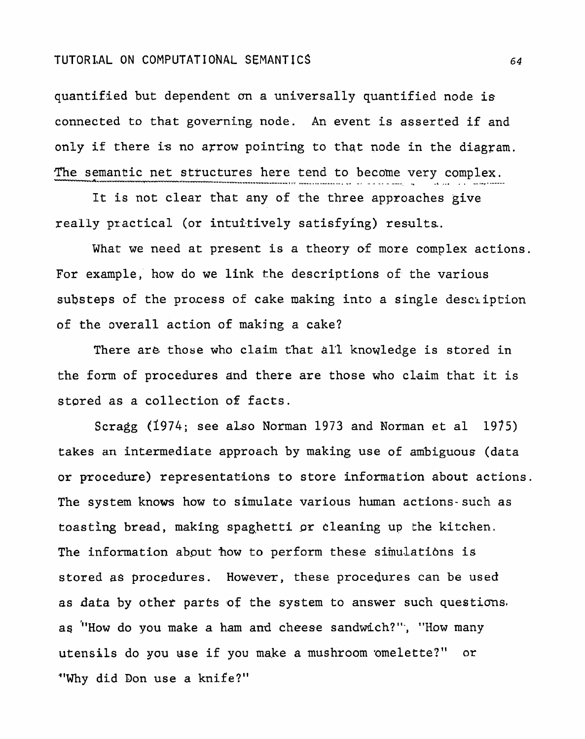quantified but dependent on a universally quantified node is connected to that governing node. An event is asserted if and only if there is no arrow pointing to that node in the diagram. The semantic net structures here tend to become very complex.

It is not clear that any of the three approaches give really practical (or intuitively satisfying) results.

What we need at present is a theory of more complex actions. For example, how do we link the descriptions of the various substeps of the process of cake making into a single description of the overall action of making a cake?

There are those who claim that all knowledge is stored in the form of procedures and there are those who claim that it is stored as a collection of facts.

Scragg (1974; see also Norman 1973 and Norman et al 1975) takes an intermediate approach by making use of ambiguous (data or procedure) representations to store information about actions. The system knows how to simulate various human actions such as toasting bread, making spaghetti or cleaning up the kitchen. The information about how to perform these simulations is stored as procedures. However, these procedures can be used as data by other parts of the system to answer such questions as "How do you make a ham and cheese sandwich?", "How many utensils do you use if you make a mushroom omelette?" or "Why did Don use a knife?"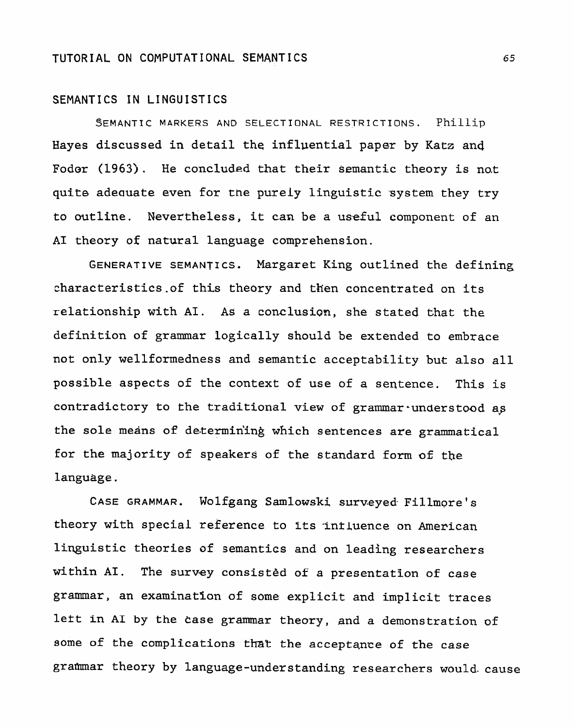## SEMANTICS IN LINGUISTICS

SEMANTIC MARKERS AND SELECTIONAL RESTRICTIONS. Phillip Hayes discussed in detail the influential paper by Katz and Fodor (1963). He concluded that their semantic theory is not quite adequate even for the purely linguistic system they try to outline. Nevertheless, it can be a useful component of an AI theory of natural language comprehension.

GENERATIVE SEMANTICS. Margaret King outlined the defining characteristics of this theory and then concentrated on its relationship with AI. As a conclusion, she stated that the definition of grammar logically should be extended to embrace not only wellformedness and semantic acceptability but also all possible aspects of the context of use of a sentence. This is contradictory to the traditional view of grammar understood as the sole means of determining which sentences are grammatical for the majority of speakers of the standard form of the language.

CASE GRAMMAR. Wolfgang Samlowski surveyed Fillmore's theory with special reference to its influence on American linguistic theories of semantics and on leading researchers within AI. The survey consisted of a presentation of case grammar, an examination of some explicit and implicit traces left in AI by the case grammar theory, and a demonstration of some of the complications that the acceptance of the case grammar theory by language-understanding researchers would cause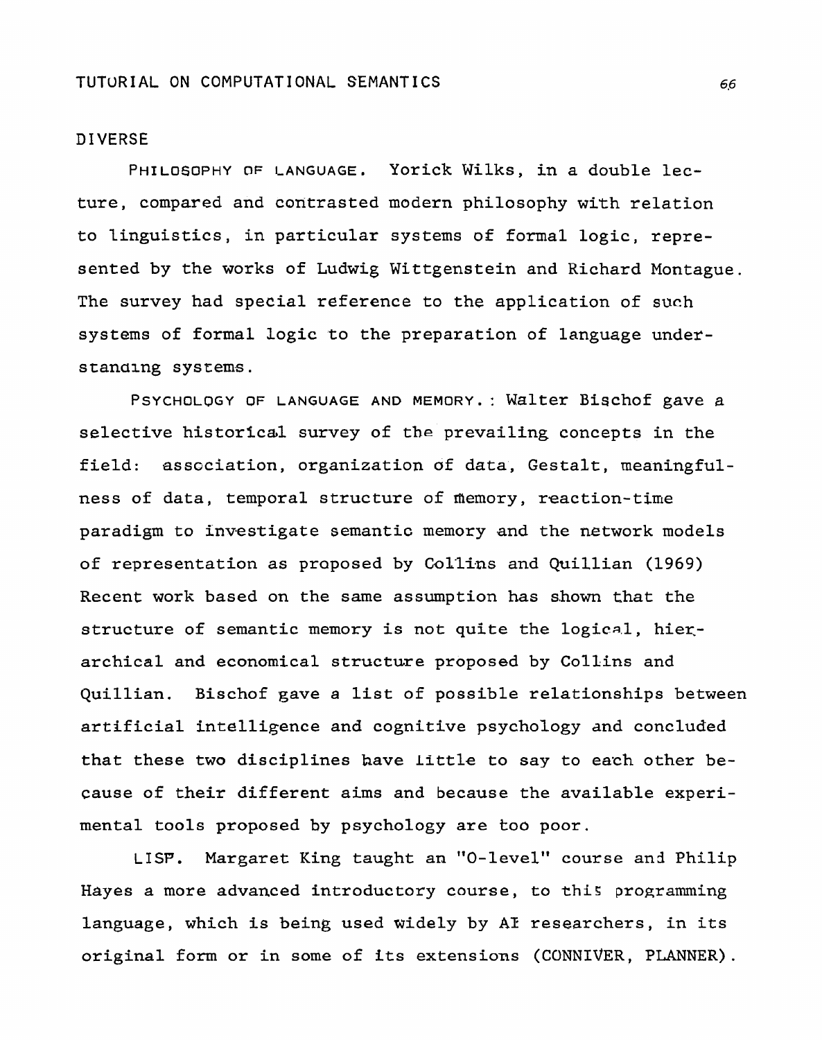## DIVERSE

PHILOSOPHY OF LANGUAGE. Yorick Wilks, in a double lecture, compared and contrasted modern philosophy with relation to linguistics, in particular systems of formal logic, represented by the works of Ludwig Wittgenstein and Richard Montague. The survey had special reference to the application of such systems of formal logic to the preparation of language understanding systems.

PSYCHOLOGY OF LANGUAGE AND MEMORY.: Walter Bischof gave a selective historical survey of the prevailing concepts in the field: association, organization of data, Gestalt, meaningfulness of data, temporal structure of memory, reaction-time paradigm to investigate semantic memory and the network models of representation as proposed by Collins and Quillian (1969) Recent work based on the same assumption has shown that the structure of semantic memory is not quite the logical, hierarchical and economical structure proposed by Collins and Quillian. Bischof gave a list of possible relationships between artificial intelligence and cognitive psychology and concluded that these two disciplines have little to say to each other because of their different aims and because the available experimental tools proposed by psychology are too poor.

LISP. Margaret King taught an "O-level" course and Philip Hayes a more advanced introductory course, to this programming language, which is being used widely by AI researchers, in its original form or in some of its extensions (CONNIVER, PLANNER).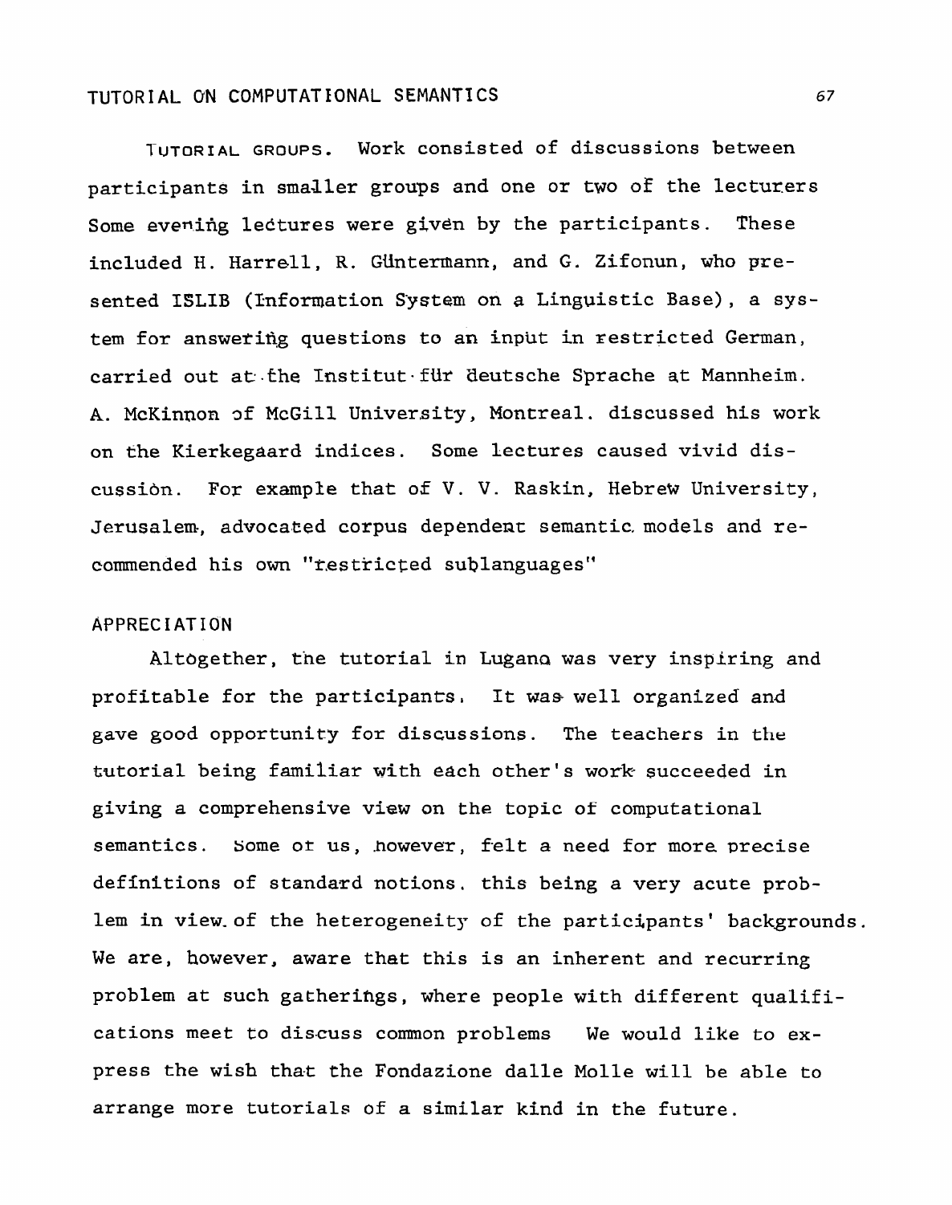**TUTORIAL GROUPS.** Work consisted of discussions between participants in smaller groups and one or two of the lecturers Some evening lectures were given by the participants. These included H. Harrell, R. Güntermann, and G. Zifonun, who presented ISLIB (Information System on a Linguistic Base), a system for answering questions to an input in restricted German, carried out at the Institut für deutsche Sprache at Mannheim. A. McKinnon of McGill University, Montreal. discussed his work on the Kierkegaard indices. Some lectures caused vivid discussion. For example that of V. V. Raskin, Hebrew University, Jerusalem, advocated corpus dependent semantic models and recommended his own "restricted sublanguages"

## APPRECIATION

Altogether, the tutorial in Lugano was very inspiring and profitable for the participants. It was well organized and gave good opportunity for discussions. The teachers in the tutorial being familiar with each other's work succeeded in giving a comprehensive view on the topic of computational semantics. Some of us, however, felt a need for more precise definitions of standard notions. this being a very acute problem in view of the heterogeneity of the participants' backgrounds. We are, however, aware that this is an inherent and recurring problem at such gatherings, where people with different qualifications meet to discuss common problems We would like to express the wish that the Fondazione dalle Molle will be able to arrange more tutorials of a similar kind in the future.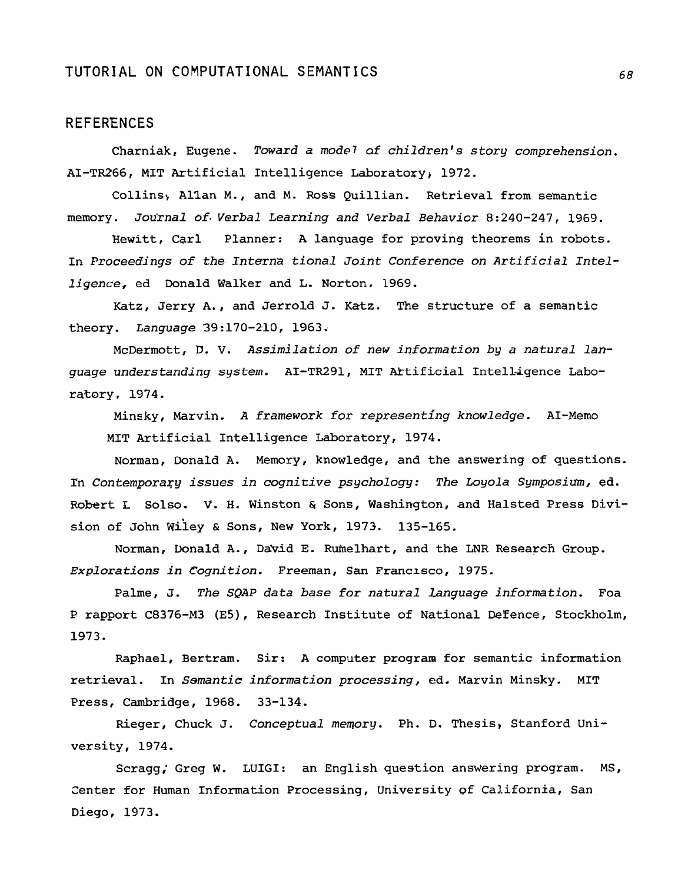## REFERENCES

Charniak, Eugene. *Toward a model of children's story comprehension.* AI-TR266, MIT Artificial Intelligence Laboratory, 1972.

Collins, Allan M., and M. Ross Quillian. Retrieval from semantic memory. *Journal of Verbal Learning and Verbal Behavior* 8:240-247, 1969.

Hewitt, Carl Planner: A language for proving theorems in robots. In *Proceedings of the International Joint Conference on Artificial Intelligence,* ed Donald Walker and L. Norton, 1969.

Katz, Jerry A., and Jerrold J. Katz. The structure of a semantic theory. *Language* 39:170-210, 1963.

McDermott, D. V. *Assimilation of new information by a natural language understanding system.* AI-TR291, MIT Artificial Intelligence Laboratory, 1974.

Minsky, Marvin. *A framework for representing knowledge.* AI-Memo MIT Artificial Intelligence Laboratory, 1974.

Norman, Donald A. Memory, knowledge, and the answering of questions. In *Contemporary issues in cognitive psychology: The Loyola Symposium,* ed. Robert L Solso. V. H. Winston & Sons, Washington, and Halsted Press Division of John Wiley & Sons, New York, 1973. 135-165.

Norman, Donald A., David E. Rumelhart, and the LNR Research Group. *Explorations in Cognition.* Freeman, San Francisco, 1975.

Palme, J. *The SQAP data base for natural language information.* Foa P rapport C8376-M3 (E5), Research Institute of National Defence, Stockholm, 1973.

Raphael, Bertram. Sir: A computer program for semantic information retrieval. In *Semantic information processing,* ed. Marvin Minsky. MIT Press, Cambridge, 1968. 33-134.

Rieger, Chuck J. *Conceptual memory.* Ph. D. Thesis, Stanford University, 1974.

Scragg, Greg W. LUIGI: an English question answering program. MS, Center for Human Information Processing, University of California, San Diego, 1973.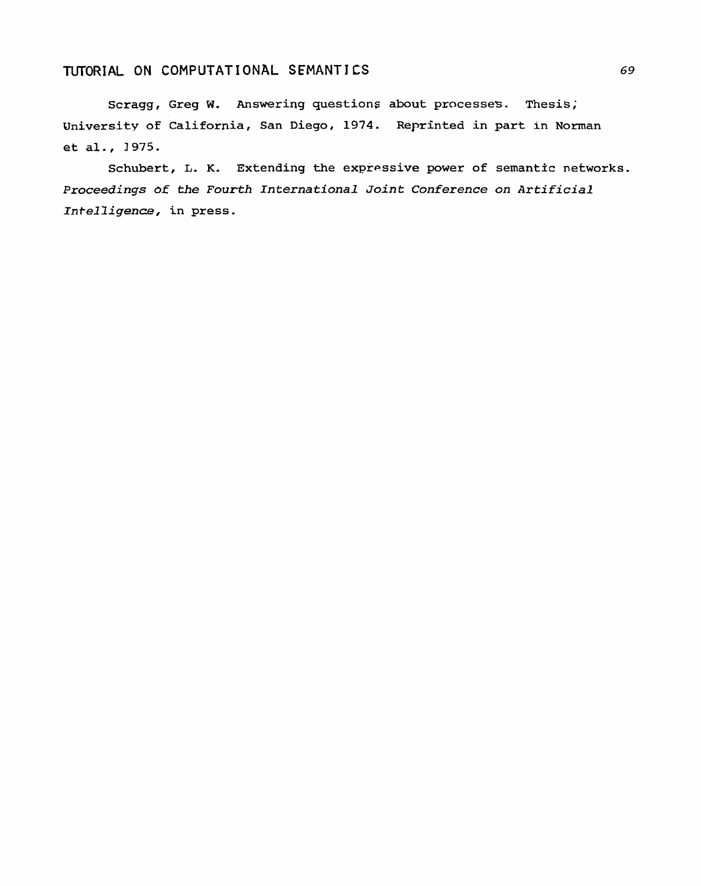Scragg, Greg W. Answering questions about processes. Thesis; University of California, San Diego, 1974. Reprinted in part in Norman et al., 1975.

Schubert, L. K. Extending the expressive power of semantic networks. *Proceedings of the Fourth International Joint Conference on Artificial Intelligence,* in press.